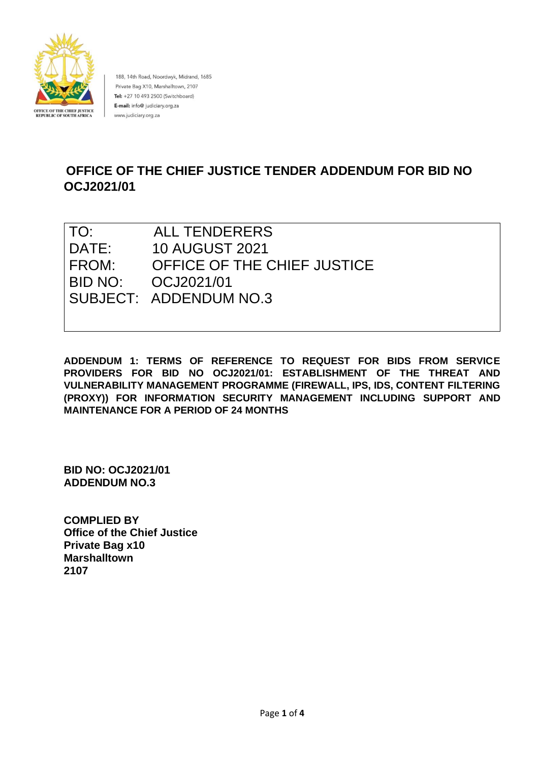OFFICE OF THE CHIEF JUSTICE
REPUBLIC OF SOUTH AFRICA

188, 14th Road, Noordwyk, Midrand, 1685
Private Bag X10, Marshalltown, 2107
**Tel:** +27 10 493 2500 (Switchboard)
**E-mail:** info@ judiciary.org.za
www.judiciary.org.za

# OFFICE OF THE CHIEF JUSTICE TENDER ADDENDUM FOR BID NO OCJ2021/01

| | |
|---|---|
| TO: | ALL TENDERERS |
| DATE: | 10 AUGUST 2021 |
| FROM: | OFFICE OF THE CHIEF JUSTICE |
| BID NO: | OCJ2021/01 |
| SUBJECT: | ADDENDUM NO.3 |

**ADDENDUM 1: TERMS OF REFERENCE TO REQUEST FOR BIDS FROM SERVICE PROVIDERS FOR BID NO OCJ2021/01: ESTABLISHMENT OF THE THREAT AND VULNERABILITY MANAGEMENT PROGRAMME (FIREWALL, IPS, IDS, CONTENT FILTERING (PROXY)) FOR INFORMATION SECURITY MANAGEMENT INCLUDING SUPPORT AND MAINTENANCE FOR A PERIOD OF 24 MONTHS**

**BID NO: OCJ2021/01**
**ADDENDUM NO.3**

**COMPLIED BY**
**Office of the Chief Justice**
**Private Bag x10**
**Marshalltown**
**2107**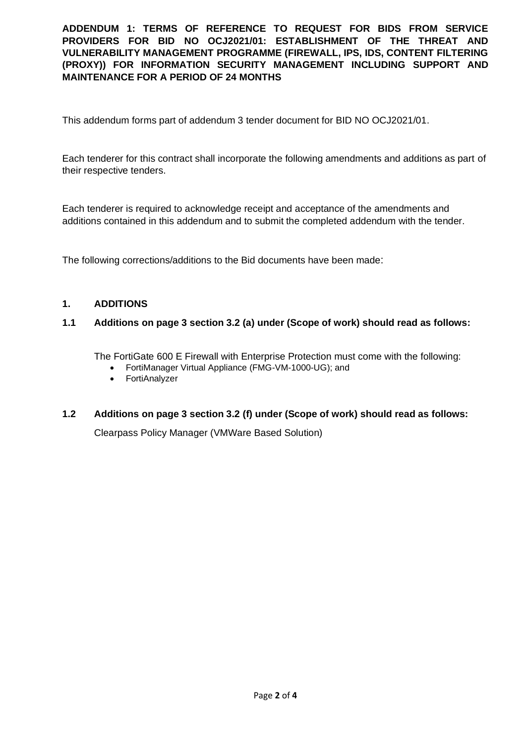**ADDENDUM 1: TERMS OF REFERENCE TO REQUEST FOR BIDS FROM SERVICE PROVIDERS FOR BID NO OCJ2021/01: ESTABLISHMENT OF THE THREAT AND VULNERABILITY MANAGEMENT PROGRAMME (FIREWALL, IPS, IDS, CONTENT FILTERING (PROXY)) FOR INFORMATION SECURITY MANAGEMENT INCLUDING SUPPORT AND MAINTENANCE FOR A PERIOD OF 24 MONTHS**

This addendum forms part of addendum 3 tender document for BID NO OCJ2021/01.

Each tenderer for this contract shall incorporate the following amendments and additions as part of their respective tenders.

Each tenderer is required to acknowledge receipt and acceptance of the amendments and additions contained in this addendum and to submit the completed addendum with the tender.

The following corrections/additions to the Bid documents have been made:

## 1. ADDITIONS

### 1.1 Additions on page 3 section 3.2 (a) under (Scope of work) should read as follows:

The FortiGate 600 E Firewall with Enterprise Protection must come with the following:

- FortiManager Virtual Appliance (FMG-VM-1000-UG); and
- FortiAnalyzer

### 1.2 Additions on page 3 section 3.2 (f) under (Scope of work) should read as follows:

Clearpass Policy Manager (VMWare Based Solution)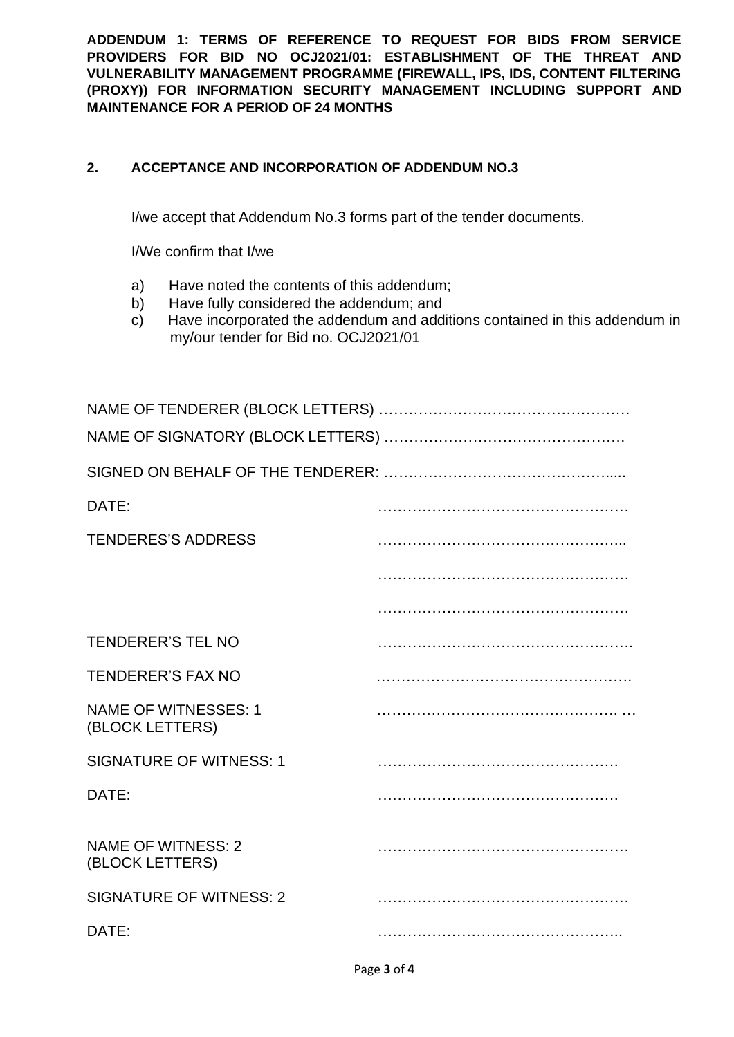**ADDENDUM 1: TERMS OF REFERENCE TO REQUEST FOR BIDS FROM SERVICE PROVIDERS FOR BID NO OCJ2021/01: ESTABLISHMENT OF THE THREAT AND VULNERABILITY MANAGEMENT PROGRAMME (FIREWALL, IPS, IDS, CONTENT FILTERING (PROXY)) FOR INFORMATION SECURITY MANAGEMENT INCLUDING SUPPORT AND MAINTENANCE FOR A PERIOD OF 24 MONTHS**

## 2. ACCEPTANCE AND INCORPORATION OF ADDENDUM NO.3

I/we accept that Addendum No.3 forms part of the tender documents.

I/We confirm that I/we

a) Have noted the contents of this addendum;
b) Have fully considered the addendum; and
c) Have incorporated the addendum and additions contained in this addendum in my/our tender for Bid no. OCJ2021/01

NAME OF TENDERER (BLOCK LETTERS) ……………………………………………

NAME OF SIGNATORY (BLOCK LETTERS) ………………………………………….

SIGNED ON BEHALF OF THE TENDERER: ……………………………………….....

DATE: ……………………………………………

TENDERES'S ADDRESS ……………………………………………..

……………………………………………

……………………………………………

TENDERER'S TEL NO …………………………………………….

TENDERER'S FAX NO …………………………………………….

NAME OF WITNESSES: 1 (BLOCK LETTERS) ………………………………………… …

SIGNATURE OF WITNESS: 1 ………………………………………….

DATE: ………………………………………….

NAME OF WITNESS: 2 (BLOCK LETTERS) ……………………………………………

SIGNATURE OF WITNESS: 2 ……………………………………………

DATE: …………………………………………..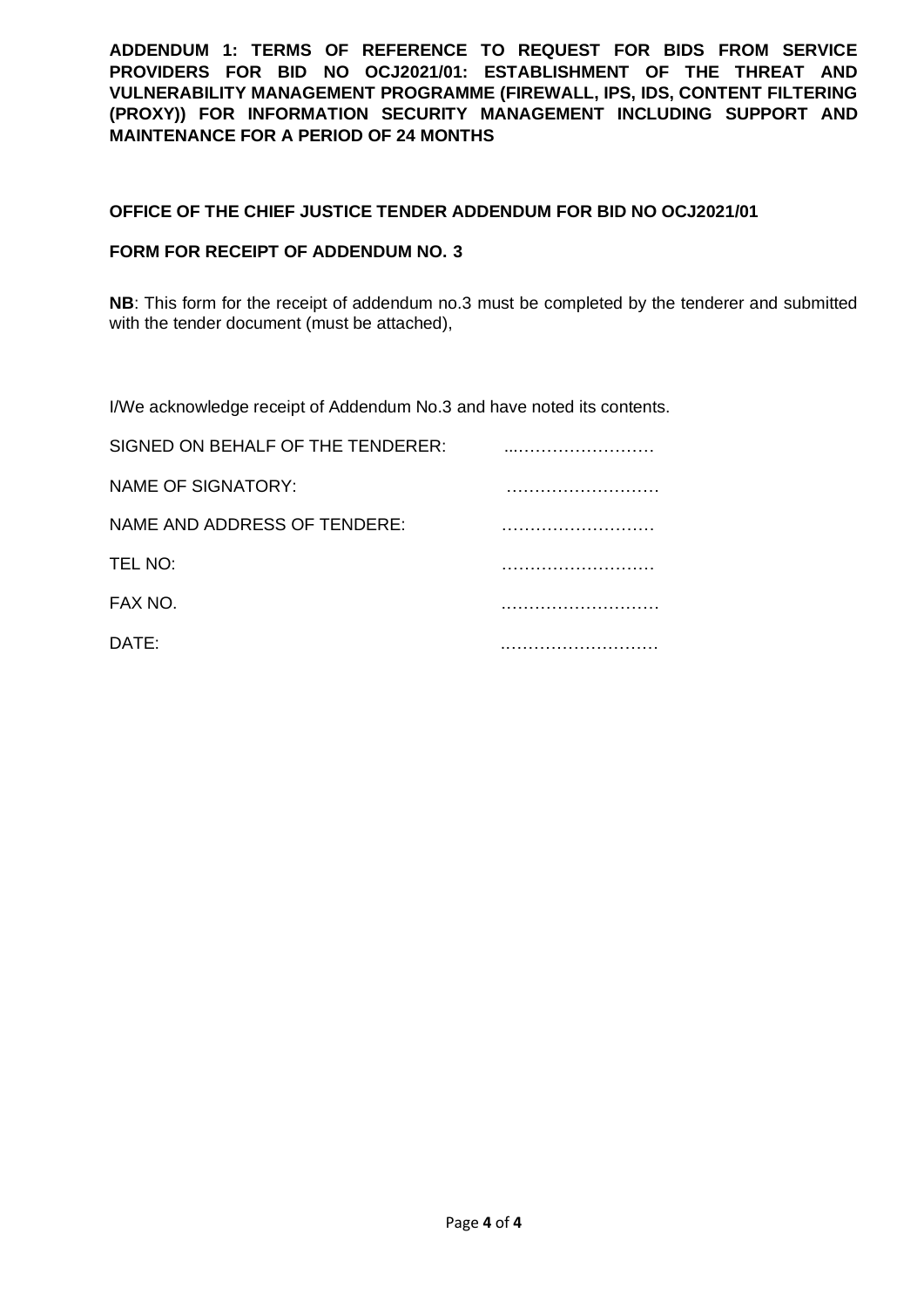**ADDENDUM 1: TERMS OF REFERENCE TO REQUEST FOR BIDS FROM SERVICE PROVIDERS FOR BID NO OCJ2021/01: ESTABLISHMENT OF THE THREAT AND VULNERABILITY MANAGEMENT PROGRAMME (FIREWALL, IPS, IDS, CONTENT FILTERING (PROXY)) FOR INFORMATION SECURITY MANAGEMENT INCLUDING SUPPORT AND MAINTENANCE FOR A PERIOD OF 24 MONTHS**

**OFFICE OF THE CHIEF JUSTICE TENDER ADDENDUM FOR BID NO OCJ2021/01**

**FORM FOR RECEIPT OF ADDENDUM NO. 3**

**NB**: This form for the receipt of addendum no.3 must be completed by the tenderer and submitted with the tender document (must be attached),

I/We acknowledge receipt of Addendum No.3 and have noted its contents.

SIGNED ON BEHALF OF THE TENDERER: ...……………………

NAME OF SIGNATORY: ………………………

NAME AND ADDRESS OF TENDERE: ………………………

TEL NO: ………………………

FAX NO. .………………………

DATE: .………………………